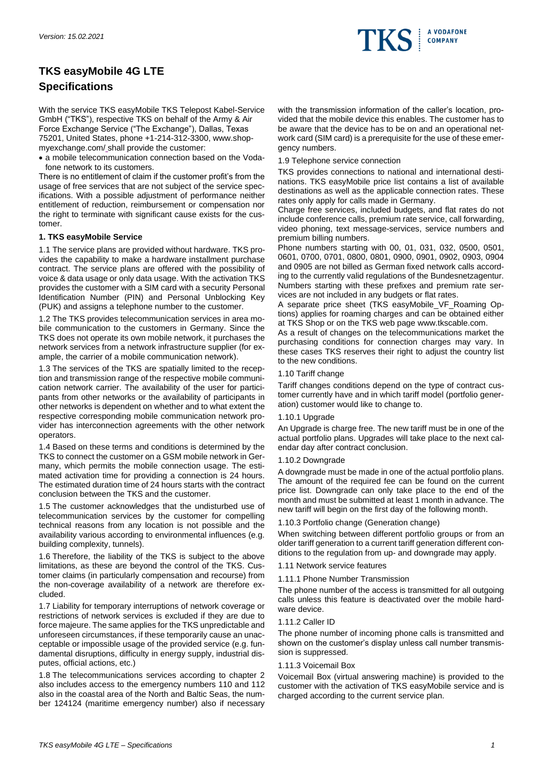Version: 15.02.2021

# TKS easyMobile 4G LTE Specifications

With the service TKS easyMobile TKS Telepost Kabel-Service GmbH ("TKS"), respective TKS on behalf of the Army & Air Force Exchange Service ("The Exchange"), Dallas, Texas 75201, United States, phone +1-214-312-3300, www.shopmyexchange.com/ shall provide the customer:

- a mobile telecommunication connection based on the Vodafone network to its customers.

There is no entitlement of claim if the customer profit's from the usage of free services that are not subject of the service specifications. With a possible adjustment of performance neither entitlement of reduction, reimbursement or compensation nor the right to terminate with significant cause exists for the customer.

**1. TKS easyMobile Service**

1.1 The service plans are provided without hardware. TKS provides the capability to make a hardware installment purchase contract. The service plans are offered with the possibility of voice & data usage or only data usage. With the activation TKS provides the customer with a SIM card with a security Personal Identification Number (PIN) and Personal Unblocking Key (PUK) and assigns a telephone number to the customer.

1.2 The TKS provides telecommunication services in area mobile communication to the customers in Germany. Since the TKS does not operate its own mobile network, it purchases the network services from a network infrastructure supplier (for example, the carrier of a mobile communication network).

1.3 The services of the TKS are spatially limited to the reception and transmission range of the respective mobile communication network carrier. The availability of the user for participants from other networks or the availability of participants in other networks is dependent on whether and to what extent the respective corresponding mobile communication network provider has interconnection agreements with the other network operators.

1.4 Based on these terms and conditions is determined by the TKS to connect the customer on a GSM mobile network in Germany, which permits the mobile connection usage. The estimated activation time for providing a connection is 24 hours. The estimated duration time of 24 hours starts with the contract conclusion between the TKS and the customer.

1.5 The customer acknowledges that the undisturbed use of telecommunication services by the customer for compelling technical reasons from any location is not possible and the availability various according to environmental influences (e.g. building complexity, tunnels).

1.6 Therefore, the liability of the TKS is subject to the above limitations, as these are beyond the control of the TKS. Customer claims (in particularly compensation and recourse) from the non-coverage availability of a network are therefore excluded.

1.7 Liability for temporary interruptions of network coverage or restrictions of network services is excluded if they are due to force majeure. The same applies for the TKS unpredictable and unforeseen circumstances, if these temporarily cause an unacceptable or impossible usage of the provided service (e.g. fundamental disruptions, difficulty in energy supply, industrial disputes, official actions, etc.)

1.8 The telecommunications services according to chapter 2 also includes access to the emergency numbers 110 and 112 also in the coastal area of the North and Baltic Seas, the number 124124 (maritime emergency number) also if necessary with the transmission information of the caller's location, provided that the mobile device this enables. The customer has to be aware that the device has to be on and an operational network card (SIM card) is a prerequisite for the use of these emergency numbers.

1.9 Telephone service connection

TKS provides connections to national and international destinations. TKS easyMobile price list contains a list of available destinations as well as the applicable connection rates. These rates only apply for calls made in Germany.

Charge free services, included budgets, and flat rates do not include conference calls, premium rate service, call forwarding, video phoning, text message-services, service numbers and premium billing numbers.

Phone numbers starting with 00, 01, 031, 032, 0500, 0501, 0601, 0700, 0701, 0800, 0801, 0900, 0901, 0902, 0903, 0904 and 0905 are not billed as German fixed network calls according to the currently valid regulations of the Bundesnetzagentur. Numbers starting with these prefixes and premium rate services are not included in any budgets or flat rates.

A separate price sheet (TKS easyMobile_VF_Roaming Options) applies for roaming charges and can be obtained either at TKS Shop or on the TKS web page www.tkscable.com.

As a result of changes on the telecommunications market the purchasing conditions for connection charges may vary. In these cases TKS reserves their right to adjust the country list to the new conditions.

1.10 Tariff change

Tariff changes conditions depend on the type of contract customer currently have and in which tariff model (portfolio generation) customer would like to change to.

1.10.1 Upgrade

An Upgrade is charge free. The new tariff must be in one of the actual portfolio plans. Upgrades will take place to the next calendar day after contract conclusion.

1.10.2 Downgrade

A downgrade must be made in one of the actual portfolio plans. The amount of the required fee can be found on the current price list. Downgrade can only take place to the end of the month and must be submitted at least 1 month in advance. The new tariff will begin on the first day of the following month.

1.10.3 Portfolio change (Generation change)

When switching between different portfolio groups or from an older tariff generation to a current tariff generation different conditions to the regulation from up- and downgrade may apply.

1.11 Network service features

1.11.1 Phone Number Transmission

The phone number of the access is transmitted for all outgoing calls unless this feature is deactivated over the mobile hardware device.

1.11.2 Caller ID

The phone number of incoming phone calls is transmitted and shown on the customer's display unless call number transmission is suppressed.

1.11.3 Voicemail Box

Voicemail Box (virtual answering machine) is provided to the customer with the activation of TKS easyMobile service and is charged according to the current service plan.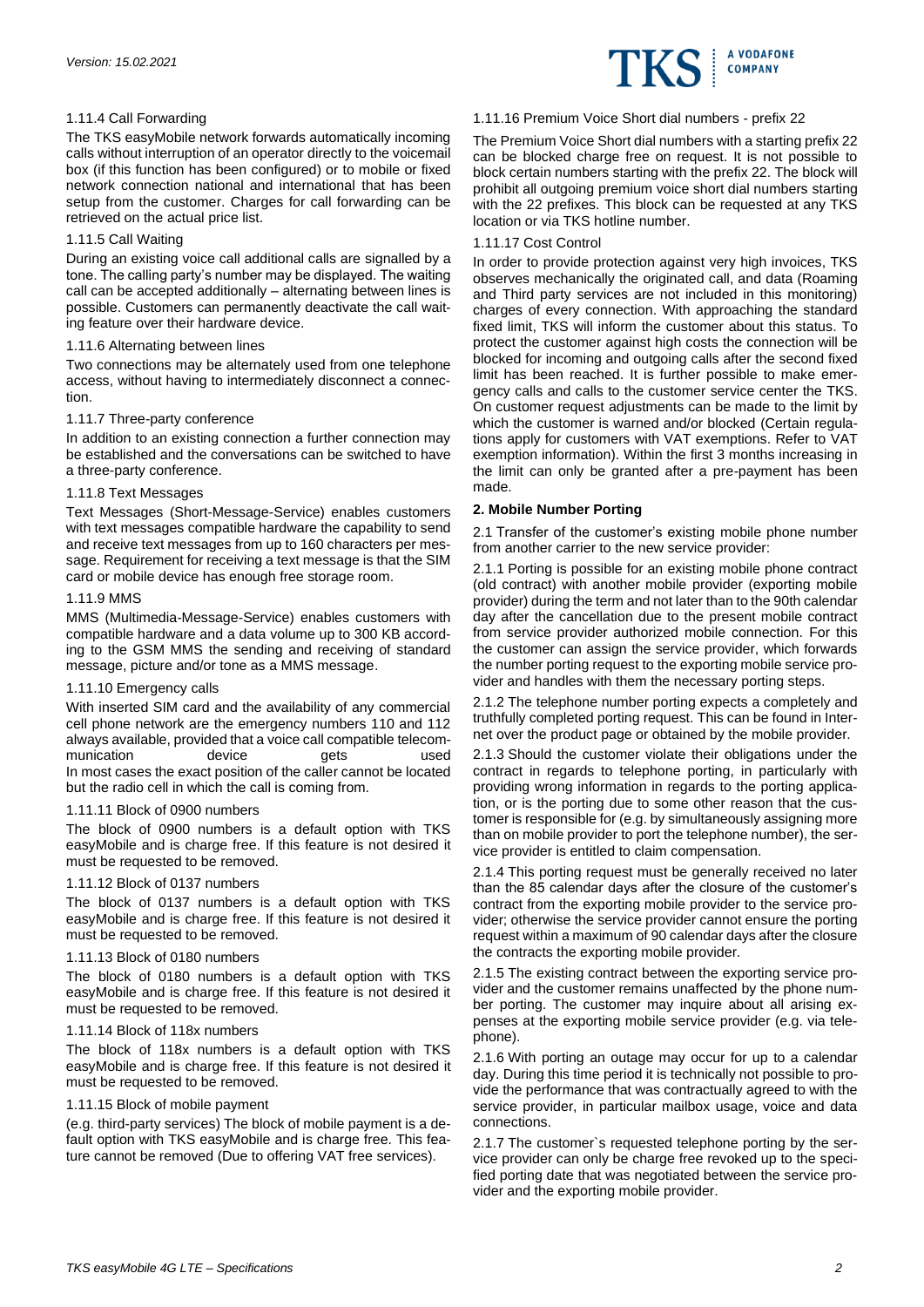#### 1.11.4 Call Forwarding

The TKS easyMobile network forwards automatically incoming calls without interruption of an operator directly to the voicemail box (if this function has been configured) or to mobile or fixed network connection national and international that has been setup from the customer. Charges for call forwarding can be retrieved on the actual price list.

#### 1.11.5 Call Waiting

During an existing voice call additional calls are signalled by a tone. The calling party's number may be displayed. The waiting call can be accepted additionally – alternating between lines is possible. Customers can permanently deactivate the call waiting feature over their hardware device.

#### 1.11.6 Alternating between lines

Two connections may be alternately used from one telephone access, without having to intermediately disconnect a connection.

#### 1.11.7 Three-party conference

In addition to an existing connection a further connection may be established and the conversations can be switched to have a three-party conference.

#### 1.11.8 Text Messages

Text Messages (Short-Message-Service) enables customers with text messages compatible hardware the capability to send and receive text messages from up to 160 characters per message. Requirement for receiving a text message is that the SIM card or mobile device has enough free storage room.

#### 1.11.9 MMS

MMS (Multimedia-Message-Service) enables customers with compatible hardware and a data volume up to 300 KB according to the GSM MMS the sending and receiving of standard message, picture and/or tone as a MMS message.

#### 1.11.10 Emergency calls

With inserted SIM card and the availability of any commercial cell phone network are the emergency numbers 110 and 112 always available, provided that a voice call compatible telecommunication device gets used
In most cases the exact position of the caller cannot be located but the radio cell in which the call is coming from.

#### 1.11.11 Block of 0900 numbers

The block of 0900 numbers is a default option with TKS easyMobile and is charge free. If this feature is not desired it must be requested to be removed.

#### 1.11.12 Block of 0137 numbers

The block of 0137 numbers is a default option with TKS easyMobile and is charge free. If this feature is not desired it must be requested to be removed.

#### 1.11.13 Block of 0180 numbers

The block of 0180 numbers is a default option with TKS easyMobile and is charge free. If this feature is not desired it must be requested to be removed.

#### 1.11.14 Block of 118x numbers

The block of 118x numbers is a default option with TKS easyMobile and is charge free. If this feature is not desired it must be requested to be removed.

#### 1.11.15 Block of mobile payment

(e.g. third-party services) The block of mobile payment is a default option with TKS easyMobile and is charge free. This feature cannot be removed (Due to offering VAT free services).

#### 1.11.16 Premium Voice Short dial numbers - prefix 22

The Premium Voice Short dial numbers with a starting prefix 22 can be blocked charge free on request. It is not possible to block certain numbers starting with the prefix 22. The block will prohibit all outgoing premium voice short dial numbers starting with the 22 prefixes. This block can be requested at any TKS location or via TKS hotline number.

#### 1.11.17 Cost Control

In order to provide protection against very high invoices, TKS observes mechanically the originated call, and data (Roaming and Third party services are not included in this monitoring) charges of every connection. With approaching the standard fixed limit, TKS will inform the customer about this status. To protect the customer against high costs the connection will be blocked for incoming and outgoing calls after the second fixed limit has been reached. It is further possible to make emergency calls and calls to the customer service center the TKS. On customer request adjustments can be made to the limit by which the customer is warned and/or blocked (Certain regulations apply for customers with VAT exemptions. Refer to VAT exemption information). Within the first 3 months increasing in the limit can only be granted after a pre-payment has been made.

## 2. Mobile Number Porting

2.1 Transfer of the customer's existing mobile phone number from another carrier to the new service provider:

2.1.1 Porting is possible for an existing mobile phone contract (old contract) with another mobile provider (exporting mobile provider) during the term and not later than to the 90th calendar day after the cancellation due to the present mobile contract from service provider authorized mobile connection. For this the customer can assign the service provider, which forwards the number porting request to the exporting mobile service provider and handles with them the necessary porting steps.

2.1.2 The telephone number porting expects a completely and truthfully completed porting request. This can be found in Internet over the product page or obtained by the mobile provider.

2.1.3 Should the customer violate their obligations under the contract in regards to telephone porting, in particularly with providing wrong information in regards to the porting application, or is the porting due to some other reason that the customer is responsible for (e.g. by simultaneously assigning more than on mobile provider to port the telephone number), the service provider is entitled to claim compensation.

2.1.4 This porting request must be generally received no later than the 85 calendar days after the closure of the customer's contract from the exporting mobile provider to the service provider; otherwise the service provider cannot ensure the porting request within a maximum of 90 calendar days after the closure the contracts the exporting mobile provider.

2.1.5 The existing contract between the exporting service provider and the customer remains unaffected by the phone number porting. The customer may inquire about all arising expenses at the exporting mobile service provider (e.g. via telephone).

2.1.6 With porting an outage may occur for up to a calendar day. During this time period it is technically not possible to provide the performance that was contractually agreed to with the service provider, in particular mailbox usage, voice and data connections.

2.1.7 The customer`s requested telephone porting by the service provider can only be charge free revoked up to the specified porting date that was negotiated between the service provider and the exporting mobile provider.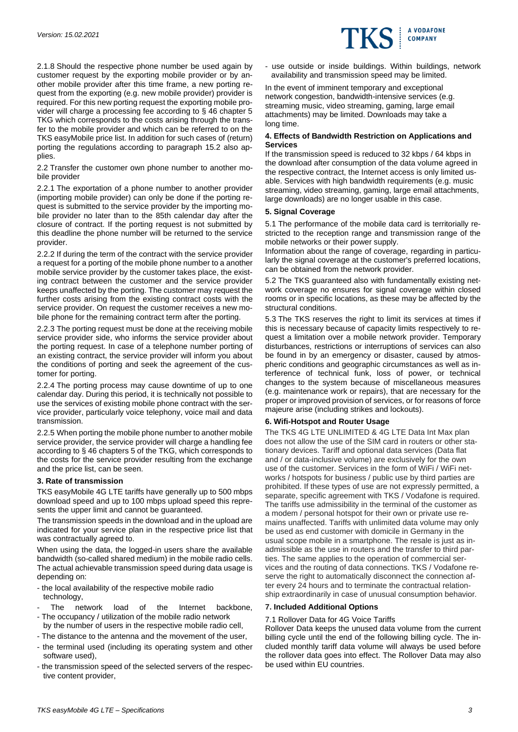2.1.8 Should the respective phone number be used again by customer request by the exporting mobile provider or by another mobile provider after this time frame, a new porting request from the exporting (e.g. new mobile provider) provider is required. For this new porting request the exporting mobile provider will charge a processing fee according to § 46 chapter 5 TKG which corresponds to the costs arising through the transfer to the mobile provider and which can be referred to on the TKS easyMobile price list. In addition for such cases of (return) porting the regulations according to paragraph 15.2 also applies.

2.2 Transfer the customer own phone number to another mobile provider

2.2.1 The exportation of a phone number to another provider (importing mobile provider) can only be done if the porting request is submitted to the service provider by the importing mobile provider no later than to the 85th calendar day after the closure of contract. If the porting request is not submitted by this deadline the phone number will be returned to the service provider.

2.2.2 If during the term of the contract with the service provider a request for a porting of the mobile phone number to a another mobile service provider by the customer takes place, the existing contract between the customer and the service provider keeps unaffected by the porting. The customer may request the further costs arising from the existing contract costs with the service provider. On request the customer receives a new mobile phone for the remaining contract term after the porting.

2.2.3 The porting request must be done at the receiving mobile service provider side, who informs the service provider about the porting request. In case of a telephone number porting of an existing contract, the service provider will inform you about the conditions of porting and seek the agreement of the customer for porting.

2.2.4 The porting process may cause downtime of up to one calendar day. During this period, it is technically not possible to use the services of existing mobile phone contract with the service provider, particularly voice telephony, voice mail and data transmission.

2.2.5 When porting the mobile phone number to another mobile service provider, the service provider will charge a handling fee according to § 46 chapters 5 of the TKG, which corresponds to the costs for the service provider resulting from the exchange and the price list, can be seen.

### 3. Rate of transmission

TKS easyMobile 4G LTE tariffs have generally up to 500 mbps download speed and up to 100 mbps upload speed this represents the upper limit and cannot be guaranteed.

The transmission speeds in the download and in the upload are indicated for your service plan in the respective price list that was contractually agreed to.

When using the data, the logged-in users share the available bandwidth (so-called shared medium) in the mobile radio cells. The actual achievable transmission speed during data usage is depending on:

- the local availability of the respective mobile radio technology,
- The network load of the Internet backbone,
- The occupancy / utilization of the mobile radio network by the number of users in the respective mobile radio cell,
- The distance to the antenna and the movement of the user,
- the terminal used (including its operating system and other software used),
- the transmission speed of the selected servers of the respective content provider,
- use outside or inside buildings. Within buildings, network availability and transmission speed may be limited.

In the event of imminent temporary and exceptional network congestion, bandwidth-intensive services (e.g. streaming music, video streaming, gaming, large email attachments) may be limited. Downloads may take a long time.

### 4. Effects of Bandwidth Restriction on Applications and Services

If the transmission speed is reduced to 32 kbps / 64 kbps in the download after consumption of the data volume agreed in the respective contract, the Internet access is only limited usable. Services with high bandwidth requirements (e.g. music streaming, video streaming, gaming, large email attachments, large downloads) are no longer usable in this case.

### 5. Signal Coverage

5.1 The performance of the mobile data card is territorially restricted to the reception range and transmission range of the mobile networks or their power supply.
Information about the range of coverage, regarding in particularly the signal coverage at the customer's preferred locations, can be obtained from the network provider.

5.2 The TKS guaranteed also with fundamentally existing network coverage no ensures for signal coverage within closed rooms or in specific locations, as these may be affected by the structural conditions.

5.3 The TKS reserves the right to limit its services at times if this is necessary because of capacity limits respectively to request a limitation over a mobile network provider. Temporary disturbances, restrictions or interruptions of services can also be found in by an emergency or disaster, caused by atmospheric conditions and geographic circumstances as well as interference of technical funk, loss of power, or technical changes to the system because of miscellaneous measures (e.g. maintenance work or repairs), that are necessary for the proper or improved provision of services, or for reasons of force majeure arise (including strikes and lockouts).

### 6. Wifi-Hotspot and Router Usage

The TKS 4G LTE UNLIMITED & 4G LTE Data Int Max plan does not allow the use of the SIM card in routers or other stationary devices. Tariff and optional data services (Data flat and / or data-inclusive volume) are exclusively for the own use of the customer. Services in the form of WiFi / WiFi networks / hotspots for business / public use by third parties are prohibited. If these types of use are not expressly permitted, a separate, specific agreement with TKS / Vodafone is required. The tariffs use admissibility in the terminal of the customer as a modem / personal hotspot for their own or private use remains unaffected. Tariffs with unlimited data volume may only be used as end customer with domicile in Germany in the usual scope mobile in a smartphone. The resale is just as inadmissible as the use in routers and the transfer to third parties. The same applies to the operation of commercial services and the routing of data connections. TKS / Vodafone reserve the right to automatically disconnect the connection after every 24 hours and to terminate the contractual relationship extraordinarily in case of unusual consumption behavior.

### 7. Included Additional Options

7.1 Rollover Data for 4G Voice Tariffs
Rollover Data keeps the unused data volume from the current billing cycle until the end of the following billing cycle. The included monthly tariff data volume will always be used before the rollover data goes into effect. The Rollover Data may also be used within EU countries.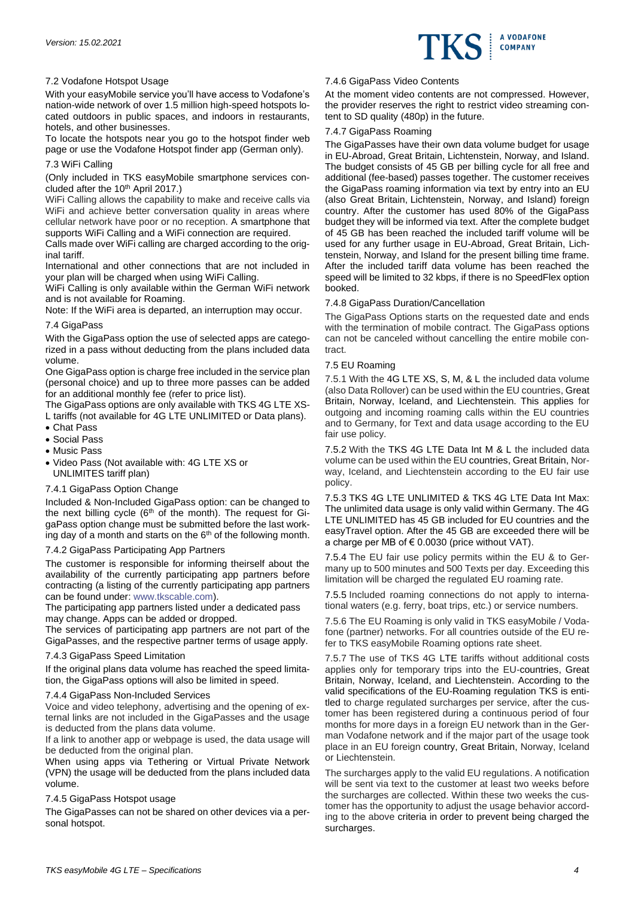### 7.2 Vodafone Hotspot Usage

With your easyMobile service you'll have access to Vodafone's nation-wide network of over 1.5 million high-speed hotspots located outdoors in public spaces, and indoors in restaurants, hotels, and other businesses.

To locate the hotspots near you go to the hotspot finder web page or use the Vodafone Hotspot finder app (German only).

### 7.3 WiFi Calling

(Only included in TKS easyMobile smartphone services concluded after the 10th April 2017.)

WiFi Calling allows the capability to make and receive calls via WiFi and achieve better conversation quality in areas where cellular network have poor or no reception. A smartphone that supports WiFi Calling and a WiFi connection are required.

Calls made over WiFi calling are charged according to the original tariff.

International and other connections that are not included in your plan will be charged when using WiFi Calling.

WiFi Calling is only available within the German WiFi network and is not available for Roaming.

Note: If the WiFi area is departed, an interruption may occur.

### 7.4 GigaPass

With the GigaPass option the use of selected apps are categorized in a pass without deducting from the plans included data volume.

One GigaPass option is charge free included in the service plan (personal choice) and up to three more passes can be added for an additional monthly fee (refer to price list).

The GigaPass options are only available with TKS 4G LTE XS-L tariffs (not available for 4G LTE UNLIMITED or Data plans).

- Chat Pass
- Social Pass
- Music Pass
- Video Pass (Not available with: 4G LTE XS or UNLIMITES tariff plan)

#### 7.4.1 GigaPass Option Change

Included & Non-Included GigaPass option: can be changed to the next billing cycle (6th of the month). The request for GigaPass option change must be submitted before the last working day of a month and starts on the 6th of the following month.

#### 7.4.2 GigaPass Participating App Partners

The customer is responsible for informing theirself about the availability of the currently participating app partners before contracting (a listing of the currently participating app partners can be found under: www.tkscable.com).

The participating app partners listed under a dedicated pass may change. Apps can be added or dropped.

The services of participating app partners are not part of the GigaPasses, and the respective partner terms of usage apply.

#### 7.4.3 GigaPass Speed Limitation

If the original plans data volume has reached the speed limitation, the GigaPass options will also be limited in speed.

#### 7.4.4 GigaPass Non-Included Services

Voice and video telephony, advertising and the opening of external links are not included in the GigaPasses and the usage is deducted from the plans data volume.

If a link to another app or webpage is used, the data usage will be deducted from the original plan.

When using apps via Tethering or Virtual Private Network (VPN) the usage will be deducted from the plans included data volume.

#### 7.4.5 GigaPass Hotspot usage

The GigaPasses can not be shared on other devices via a personal hotspot.

#### 7.4.6 GigaPass Video Contents

At the moment video contents are not compressed. However, the provider reserves the right to restrict video streaming content to SD quality (480p) in the future.

#### 7.4.7 GigaPass Roaming

The GigaPasses have their own data volume budget for usage in EU-Abroad, Great Britain, Lichtenstein, Norway, and Island. The budget consists of 45 GB per billing cycle for all free and additional (fee-based) passes together. The customer receives the GigaPass roaming information via text by entry into an EU (also Great Britain, Lichtenstein, Norway, and Island) foreign country. After the customer has used 80% of the GigaPass budget they will be informed via text. After the complete budget of 45 GB has been reached the included tariff volume will be used for any further usage in EU-Abroad, Great Britain, Lichtenstein, Norway, and Island for the present billing time frame. After the included tariff data volume has been reached the speed will be limited to 32 kbps, if there is no SpeedFlex option booked.

#### 7.4.8 GigaPass Duration/Cancellation

The GigaPass Options starts on the requested date and ends with the termination of mobile contract. The GigaPass options can not be canceled without cancelling the entire mobile contract.

### 7.5 EU Roaming

7.5.1 With the 4G LTE XS, S, M, & L the included data volume (also Data Rollover) can be used within the EU countries, Great Britain, Norway, Iceland, and Liechtenstein. This applies for outgoing and incoming roaming calls within the EU countries and to Germany, for Text and data usage according to the EU fair use policy.

7.5.2 With the TKS 4G LTE Data Int M & L the included data volume can be used within the EU countries, Great Britain, Norway, Iceland, and Liechtenstein according to the EU fair use policy.

7.5.3 TKS 4G LTE UNLIMITED & TKS 4G LTE Data Int Max: The unlimited data usage is only valid within Germany. The 4G LTE UNLIMITED has 45 GB included for EU countries and the easyTravel option. After the 45 GB are exceeded there will be a charge per MB of € 0.0030 (price without VAT).

7.5.4 The EU fair use policy permits within the EU & to Germany up to 500 minutes and 500 Texts per day. Exceeding this limitation will be charged the regulated EU roaming rate.

7.5.5 Included roaming connections do not apply to international waters (e.g. ferry, boat trips, etc.) or service numbers.

7.5.6 The EU Roaming is only valid in TKS easyMobile / Vodafone (partner) networks. For all countries outside of the EU refer to TKS easyMobile Roaming options rate sheet.

7.5.7 The use of TKS 4G LTE tariffs without additional costs applies only for temporary trips into the EU-countries, Great Britain, Norway, Iceland, and Liechtenstein. According to the valid specifications of the EU-Roaming regulation TKS is entitled to charge regulated surcharges per service, after the customer has been registered during a continuous period of four months for more days in a foreign EU network than in the German Vodafone network and if the major part of the usage took place in an EU foreign country, Great Britain, Norway, Iceland or Liechtenstein.

The surcharges apply to the valid EU regulations. A notification will be sent via text to the customer at least two weeks before the surcharges are collected. Within these two weeks the customer has the opportunity to adjust the usage behavior according to the above criteria in order to prevent being charged the surcharges.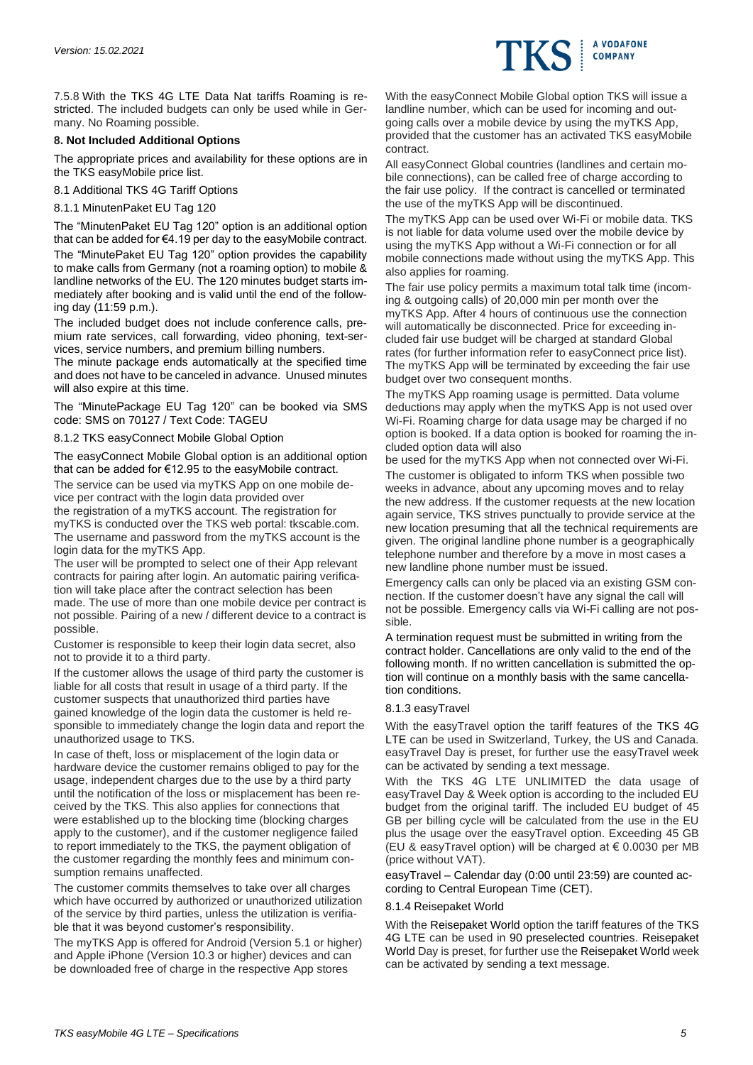7.5.8 With the TKS 4G LTE Data Nat tariffs Roaming is restricted. The included budgets can only be used while in Germany. No Roaming possible.

## 8. Not Included Additional Options

The appropriate prices and availability for these options are in the TKS easyMobile price list.

### 8.1 Additional TKS 4G Tariff Options

#### 8.1.1 MinutenPaket EU Tag 120

The "MinutenPaket EU Tag 120" option is an additional option that can be added for €4.19 per day to the easyMobile contract.

The "MinutePaket EU Tag 120" option provides the capability to make calls from Germany (not a roaming option) to mobile & landline networks of the EU. The 120 minutes budget starts immediately after booking and is valid until the end of the following day (11:59 p.m.).

The included budget does not include conference calls, premium rate services, call forwarding, video phoning, text-services, service numbers, and premium billing numbers.

The minute package ends automatically at the specified time and does not have to be canceled in advance. Unused minutes will also expire at this time.

The "MinutePackage EU Tag 120" can be booked via SMS code: SMS on 70127 / Text Code: TAGEU

#### 8.1.2 TKS easyConnect Mobile Global Option

The easyConnect Mobile Global option is an additional option that can be added for €12.95 to the easyMobile contract.

The service can be used via myTKS App on one mobile device per contract with the login data provided over the registration of a myTKS account. The registration for myTKS is conducted over the TKS web portal: tkscable.com. The username and password from the myTKS account is the login data for the myTKS App.

The user will be prompted to select one of their App relevant contracts for pairing after login. An automatic pairing verification will take place after the contract selection has been made. The use of more than one mobile device per contract is not possible. Pairing of a new / different device to a contract is possible.

Customer is responsible to keep their login data secret, also not to provide it to a third party.

If the customer allows the usage of third party the customer is liable for all costs that result in usage of a third party. If the customer suspects that unauthorized third parties have gained knowledge of the login data the customer is held responsible to immediately change the login data and report the unauthorized usage to TKS.

In case of theft, loss or misplacement of the login data or hardware device the customer remains obliged to pay for the usage, independent charges due to the use by a third party until the notification of the loss or misplacement has been received by the TKS. This also applies for connections that were established up to the blocking time (blocking charges apply to the customer), and if the customer negligence failed to report immediately to the TKS, the payment obligation of the customer regarding the monthly fees and minimum consumption remains unaffected.

The customer commits themselves to take over all charges which have occurred by authorized or unauthorized utilization of the service by third parties, unless the utilization is verifiable that it was beyond customer's responsibility.

The myTKS App is offered for Android (Version 5.1 or higher) and Apple iPhone (Version 10.3 or higher) devices and can be downloaded free of charge in the respective App stores

With the easyConnect Mobile Global option TKS will issue a landline number, which can be used for incoming and outgoing calls over a mobile device by using the myTKS App, provided that the customer has an activated TKS easyMobile contract.

All easyConnect Global countries (landlines and certain mobile connections), can be called free of charge according to the fair use policy. If the contract is cancelled or terminated the use of the myTKS App will be discontinued.

The myTKS App can be used over Wi-Fi or mobile data. TKS is not liable for data volume used over the mobile device by using the myTKS App without a Wi-Fi connection or for all mobile connections made without using the myTKS App. This also applies for roaming.

The fair use policy permits a maximum total talk time (incoming & outgoing calls) of 20,000 min per month over the myTKS App. After 4 hours of continuous use the connection will automatically be disconnected. Price for exceeding included fair use budget will be charged at standard Global rates (for further information refer to easyConnect price list). The myTKS App will be terminated by exceeding the fair use budget over two consequent months.

The myTKS App roaming usage is permitted. Data volume deductions may apply when the myTKS App is not used over Wi-Fi. Roaming charge for data usage may be charged if no option is booked. If a data option is booked for roaming the included option data will also be used for the myTKS App when not connected over Wi-Fi.

The customer is obligated to inform TKS when possible two weeks in advance, about any upcoming moves and to relay the new address. If the customer requests at the new location again service, TKS strives punctually to provide service at the new location presuming that all the technical requirements are given. The original landline phone number is a geographically telephone number and therefore by a move in most cases a new landline phone number must be issued.

Emergency calls can only be placed via an existing GSM connection. If the customer doesn't have any signal the call will not be possible. Emergency calls via Wi-Fi calling are not possible.

A termination request must be submitted in writing from the contract holder. Cancellations are only valid to the end of the following month. If no written cancellation is submitted the option will continue on a monthly basis with the same cancellation conditions.

#### 8.1.3 easyTravel

With the easyTravel option the tariff features of the TKS 4G LTE can be used in Switzerland, Turkey, the US and Canada. easyTravel Day is preset, for further use the easyTravel week can be activated by sending a text message.

With the TKS 4G LTE UNLIMITED the data usage of easyTravel Day & Week option is according to the included EU budget from the original tariff. The included EU budget of 45 GB per billing cycle will be calculated from the use in the EU plus the usage over the easyTravel option. Exceeding 45 GB (EU & easyTravel option) will be charged at € 0.0030 per MB (price without VAT).

easyTravel – Calendar day (0:00 until 23:59) are counted according to Central European Time (CET).

#### 8.1.4 Reisepaket World

With the Reisepaket World option the tariff features of the TKS 4G LTE can be used in 90 preselected countries. Reisepaket World Day is preset, for further use the Reisepaket World week can be activated by sending a text message.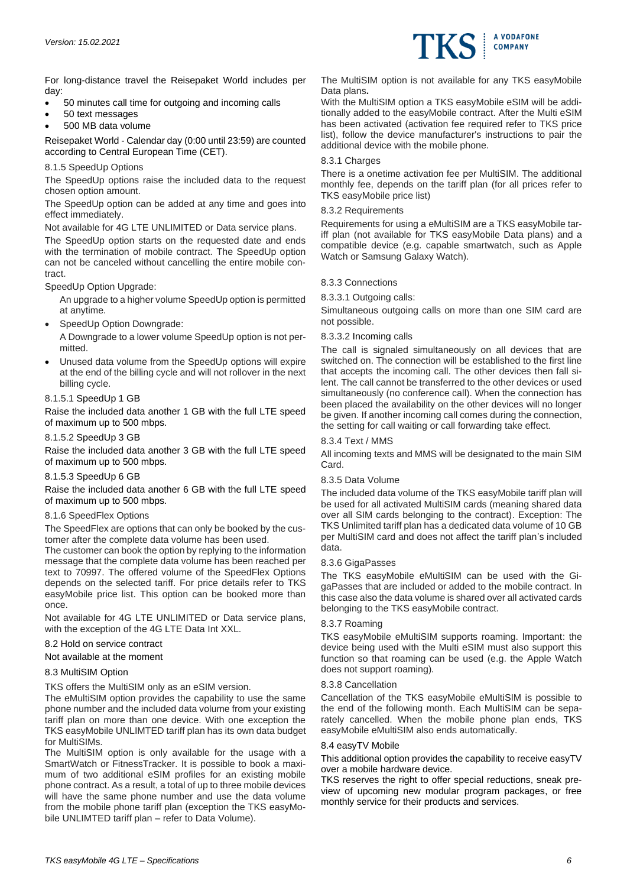For long-distance travel the Reisepaket World includes per day:

- 50 minutes call time for outgoing and incoming calls
- 50 text messages
- 500 MB data volume

Reisepaket World - Calendar day (0:00 until 23:59) are counted according to Central European Time (CET).

#### 8.1.5 SpeedUp Options

The SpeedUp options raise the included data to the request chosen option amount.

The SpeedUp option can be added at any time and goes into effect immediately.

Not available for 4G LTE UNLIMITED or Data service plans.

The SpeedUp option starts on the requested date and ends with the termination of mobile contract. The SpeedUp option can not be canceled without cancelling the entire mobile contract.

SpeedUp Option Upgrade:

An upgrade to a higher volume SpeedUp option is permitted at anytime.

- SpeedUp Option Downgrade:
  A Downgrade to a lower volume SpeedUp option is not permitted.
- Unused data volume from the SpeedUp options will expire at the end of the billing cycle and will not rollover in the next billing cycle.

##### 8.1.5.1 SpeedUp 1 GB

Raise the included data another 1 GB with the full LTE speed of maximum up to 500 mbps.

##### 8.1.5.2 SpeedUp 3 GB

Raise the included data another 3 GB with the full LTE speed of maximum up to 500 mbps.

##### 8.1.5.3 SpeedUp 6 GB

Raise the included data another 6 GB with the full LTE speed of maximum up to 500 mbps.

#### 8.1.6 SpeedFlex Options

The SpeedFlex are options that can only be booked by the customer after the complete data volume has been used.

The customer can book the option by replying to the information message that the complete data volume has been reached per text to 70997. The offered volume of the SpeedFlex Options depends on the selected tariff. For price details refer to TKS easyMobile price list. This option can be booked more than once.

Not available for 4G LTE UNLIMITED or Data service plans, with the exception of the 4G LTE Data Int XXL.

### 8.2 Hold on service contract

Not available at the moment

### 8.3 MultiSIM Option

TKS offers the MultiSIM only as an eSIM version.

The eMultiSIM option provides the capability to use the same phone number and the included data volume from your existing tariff plan on more than one device. With one exception the TKS easyMobile UNLIMTED tariff plan has its own data budget for MultiSIMs.

The MultiSIM option is only available for the usage with a SmartWatch or FitnessTracker. It is possible to book a maximum of two additional eSIM profiles for an existing mobile phone contract. As a result, a total of up to three mobile devices will have the same phone number and use the data volume from the mobile phone tariff plan (exception the TKS easyMobile UNLIMTED tariff plan – refer to Data Volume).

The MultiSIM option is not available for any TKS easyMobile Data plans.

With the MultiSIM option a TKS easyMobile eSIM will be additionally added to the easyMobile contract. After the Multi eSIM has been activated (activation fee required refer to TKS price list), follow the device manufacturer's instructions to pair the additional device with the mobile phone.

#### 8.3.1 Charges

There is a onetime activation fee per MultiSIM. The additional monthly fee, depends on the tariff plan (for all prices refer to TKS easyMobile price list)

#### 8.3.2 Requirements

Requirements for using a eMultiSIM are a TKS easyMobile tariff plan (not available for TKS easyMobile Data plans) and a compatible device (e.g. capable smartwatch, such as Apple Watch or Samsung Galaxy Watch).

#### 8.3.3 Connections

##### 8.3.3.1 Outgoing calls:

Simultaneous outgoing calls on more than one SIM card are not possible.

##### 8.3.3.2 Incoming calls

The call is signaled simultaneously on all devices that are switched on. The connection will be established to the first line that accepts the incoming call. The other devices then fall silent. The call cannot be transferred to the other devices or used simultaneously (no conference call). When the connection has been placed the availability on the other devices will no longer be given. If another incoming call comes during the connection, the setting for call waiting or call forwarding take effect.

#### 8.3.4 Text / MMS

All incoming texts and MMS will be designated to the main SIM Card.

#### 8.3.5 Data Volume

The included data volume of the TKS easyMobile tariff plan will be used for all activated MultiSIM cards (meaning shared data over all SIM cards belonging to the contract). Exception: The TKS Unlimited tariff plan has a dedicated data volume of 10 GB per MultiSIM card and does not affect the tariff plan's included data.

#### 8.3.6 GigaPasses

The TKS easyMobile eMultiSIM can be used with the GigaPasses that are included or added to the mobile contract. In this case also the data volume is shared over all activated cards belonging to the TKS easyMobile contract.

#### 8.3.7 Roaming

TKS easyMobile eMultiSIM supports roaming. Important: the device being used with the Multi eSIM must also support this function so that roaming can be used (e.g. the Apple Watch does not support roaming).

#### 8.3.8 Cancellation

Cancellation of the TKS easyMobile eMultiSIM is possible to the end of the following month. Each MultiSIM can be separately cancelled. When the mobile phone plan ends, TKS easyMobile eMultiSIM also ends automatically.

### 8.4 easyTV Mobile

This additional option provides the capability to receive easyTV over a mobile hardware device.

TKS reserves the right to offer special reductions, sneak preview of upcoming new modular program packages, or free monthly service for their products and services.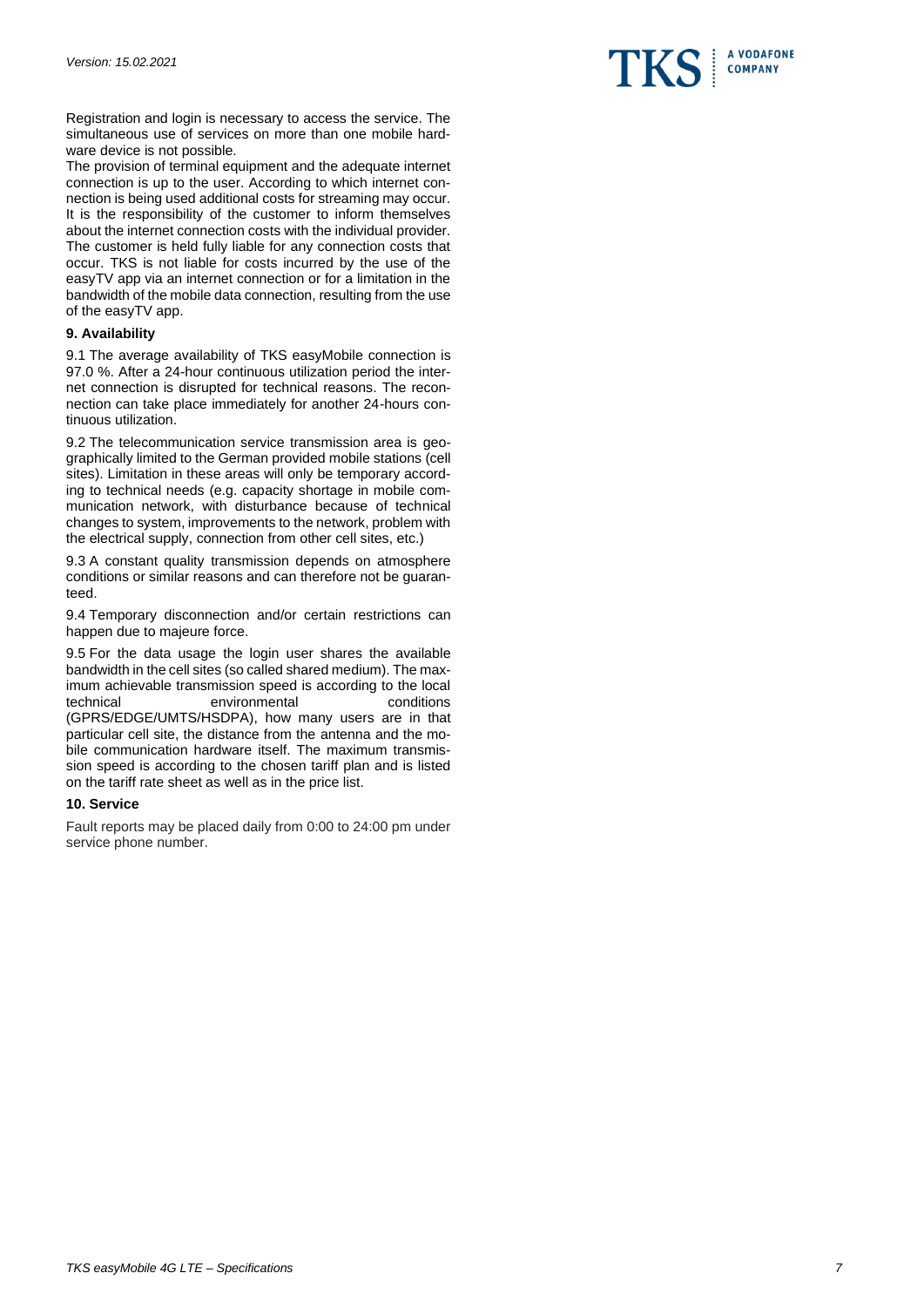Registration and login is necessary to access the service. The simultaneous use of services on more than one mobile hardware device is not possible.

The provision of terminal equipment and the adequate internet connection is up to the user. According to which internet connection is being used additional costs for streaming may occur. It is the responsibility of the customer to inform themselves about the internet connection costs with the individual provider. The customer is held fully liable for any connection costs that occur. TKS is not liable for costs incurred by the use of the easyTV app via an internet connection or for a limitation in the bandwidth of the mobile data connection, resulting from the use of the easyTV app.

**9. Availability**

9.1 The average availability of TKS easyMobile connection is 97.0 %. After a 24-hour continuous utilization period the internet connection is disrupted for technical reasons. The reconnection can take place immediately for another 24-hours continuous utilization.

9.2 The telecommunication service transmission area is geographically limited to the German provided mobile stations (cell sites). Limitation in these areas will only be temporary according to technical needs (e.g. capacity shortage in mobile communication network, with disturbance because of technical changes to system, improvements to the network, problem with the electrical supply, connection from other cell sites, etc.)

9.3 A constant quality transmission depends on atmosphere conditions or similar reasons and can therefore not be guaranteed.

9.4 Temporary disconnection and/or certain restrictions can happen due to majeure force.

9.5 For the data usage the login user shares the available bandwidth in the cell sites (so called shared medium). The maximum achievable transmission speed is according to the local technical environmental conditions (GPRS/EDGE/UMTS/HSDPA), how many users are in that particular cell site, the distance from the antenna and the mobile communication hardware itself. The maximum transmission speed is according to the chosen tariff plan and is listed on the tariff rate sheet as well as in the price list.

**10. Service**

Fault reports may be placed daily from 0:00 to 24:00 pm under service phone number.